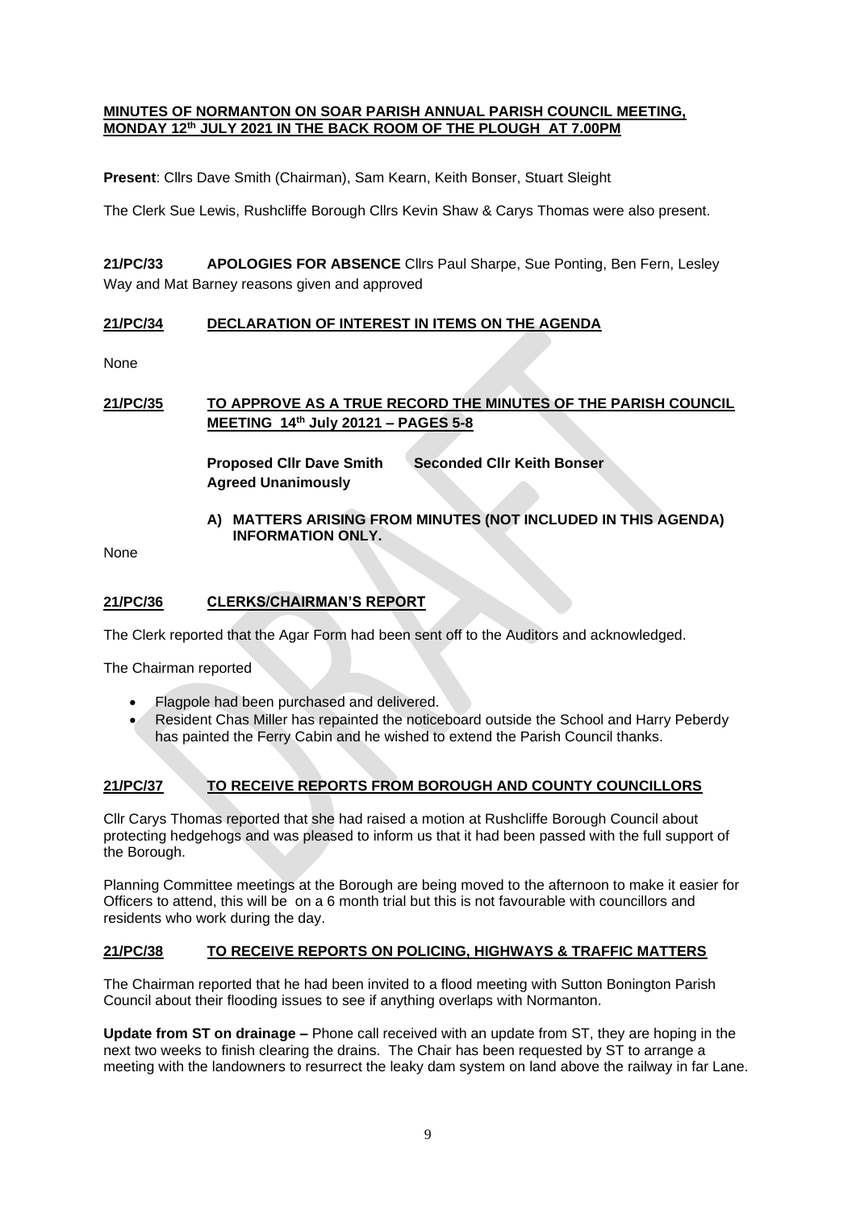**MINUTES OF NORMANTON ON SOAR PARISH ANNUAL PARISH COUNCIL MEETING, MONDAY 12th JULY 2021 IN THE BACK ROOM OF THE PLOUGH AT 7.00PM**

**Present**: Cllrs Dave Smith (Chairman), Sam Kearn, Keith Bonser, Stuart Sleight

The Clerk Sue Lewis, Rushcliffe Borough Cllrs Kevin Shaw & Carys Thomas were also present.

**21/PC/33 APOLOGIES FOR ABSENCE** Cllrs Paul Sharpe, Sue Ponting, Ben Fern, Lesley Way and Mat Barney reasons given and approved

**21/PC/34 DECLARATION OF INTEREST IN ITEMS ON THE AGENDA**

None

**21/PC/35 TO APPROVE AS A TRUE RECORD THE MINUTES OF THE PARISH COUNCIL MEETING 14th July 20121 – PAGES 5-8**

**Proposed Cllr Dave Smith Seconded Cllr Keith Bonser**
**Agreed Unanimously**

**A) MATTERS ARISING FROM MINUTES (NOT INCLUDED IN THIS AGENDA) INFORMATION ONLY.**

None

**21/PC/36 CLERKS/CHAIRMAN'S REPORT**

The Clerk reported that the Agar Form had been sent off to the Auditors and acknowledged.

The Chairman reported

- Flagpole had been purchased and delivered.
- Resident Chas Miller has repainted the noticeboard outside the School and Harry Peberdy has painted the Ferry Cabin and he wished to extend the Parish Council thanks.

**21/PC/37 TO RECEIVE REPORTS FROM BOROUGH AND COUNTY COUNCILLORS**

Cllr Carys Thomas reported that she had raised a motion at Rushcliffe Borough Council about protecting hedgehogs and was pleased to inform us that it had been passed with the full support of the Borough.

Planning Committee meetings at the Borough are being moved to the afternoon to make it easier for Officers to attend, this will be on a 6 month trial but this is not favourable with councillors and residents who work during the day.

**21/PC/38 TO RECEIVE REPORTS ON POLICING, HIGHWAYS & TRAFFIC MATTERS**

The Chairman reported that he had been invited to a flood meeting with Sutton Bonington Parish Council about their flooding issues to see if anything overlaps with Normanton.

**Update from ST on drainage –** Phone call received with an update from ST, they are hoping in the next two weeks to finish clearing the drains. The Chair has been requested by ST to arrange a meeting with the landowners to resurrect the leaky dam system on land above the railway in far Lane.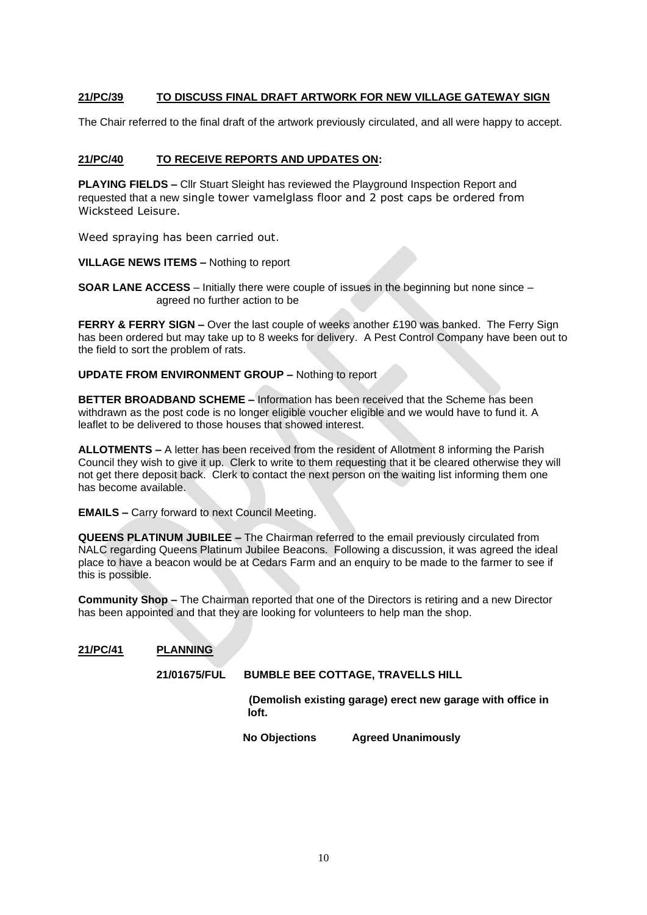**21/PC/39 TO DISCUSS FINAL DRAFT ARTWORK FOR NEW VILLAGE GATEWAY SIGN**

The Chair referred to the final draft of the artwork previously circulated, and all were happy to accept.

**21/PC/40 TO RECEIVE REPORTS AND UPDATES ON:**

**PLAYING FIELDS –** Cllr Stuart Sleight has reviewed the Playground Inspection Report and requested that a new single tower vamelglass floor and 2 post caps be ordered from Wicksteed Leisure.

Weed spraying has been carried out.

**VILLAGE NEWS ITEMS –** Nothing to report

**SOAR LANE ACCESS** – Initially there were couple of issues in the beginning but none since – agreed no further action to be

**FERRY & FERRY SIGN –** Over the last couple of weeks another £190 was banked. The Ferry Sign has been ordered but may take up to 8 weeks for delivery. A Pest Control Company have been out to the field to sort the problem of rats.

**UPDATE FROM ENVIRONMENT GROUP –** Nothing to report

**BETTER BROADBAND SCHEME –** Information has been received that the Scheme has been withdrawn as the post code is no longer eligible voucher eligible and we would have to fund it. A leaflet to be delivered to those houses that showed interest.

**ALLOTMENTS –** A letter has been received from the resident of Allotment 8 informing the Parish Council they wish to give it up. Clerk to write to them requesting that it be cleared otherwise they will not get there deposit back. Clerk to contact the next person on the waiting list informing them one has become available.

**EMAILS –** Carry forward to next Council Meeting.

**QUEENS PLATINUM JUBILEE –** The Chairman referred to the email previously circulated from NALC regarding Queens Platinum Jubilee Beacons. Following a discussion, it was agreed the ideal place to have a beacon would be at Cedars Farm and an enquiry to be made to the farmer to see if this is possible.

**Community Shop –** The Chairman reported that one of the Directors is retiring and a new Director has been appointed and that they are looking for volunteers to help man the shop.

**21/PC/41 PLANNING**

**21/01675/FUL BUMBLE BEE COTTAGE, TRAVELLS HILL**

**(Demolish existing garage) erect new garage with office in loft.**

**No Objections Agreed Unanimously**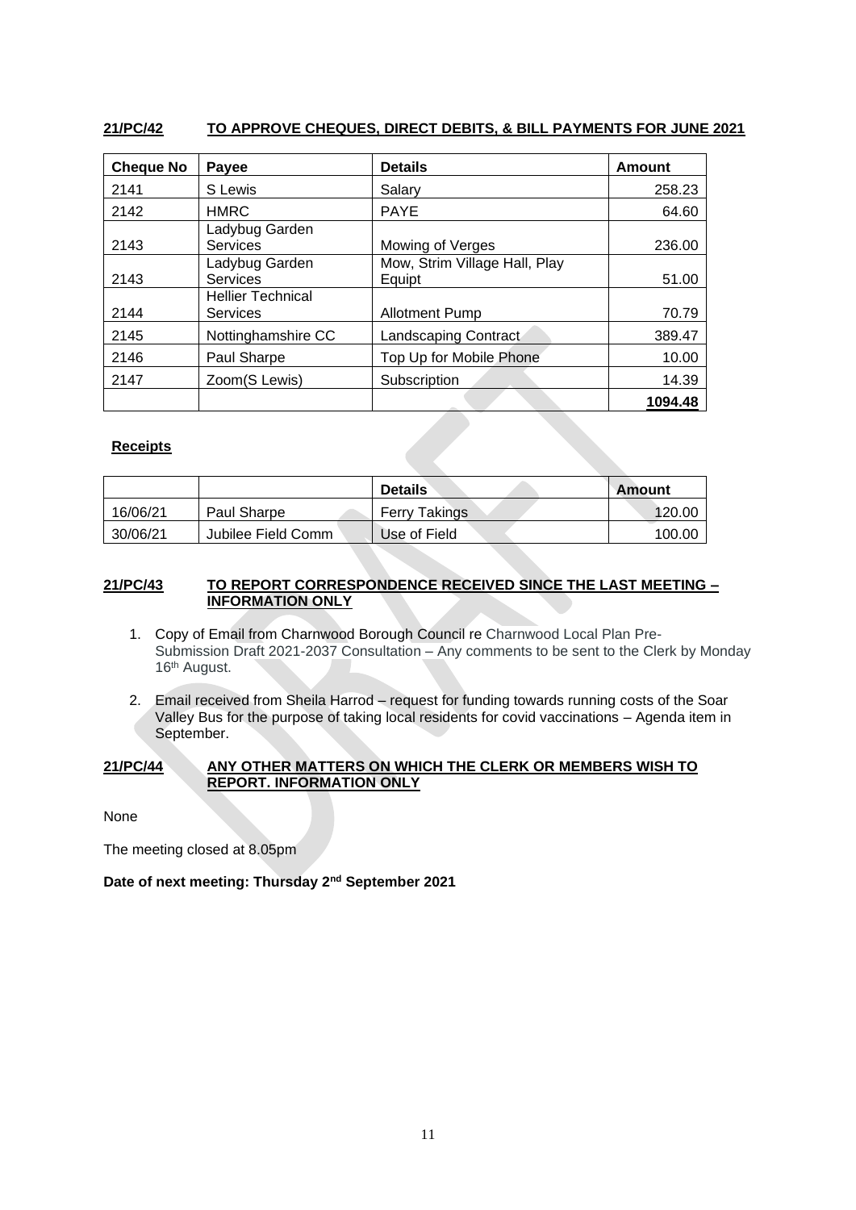**21/PC/42 TO APPROVE CHEQUES, DIRECT DEBITS, & BILL PAYMENTS FOR JUNE 2021**

| Cheque No | Payee | Details | Amount |
|---|---|---|---|
| 2141 | S Lewis | Salary | 258.23 |
| 2142 | HMRC | PAYE | 64.60 |
| 2143 | Ladybug Garden Services | Mowing of Verges | 236.00 |
| 2143 | Ladybug Garden Services | Mow, Strim Village Hall, Play Equipt | 51.00 |
| 2144 | Hellier Technical Services | Allotment Pump | 70.79 |
| 2145 | Nottinghamshire CC | Landscaping Contract | 389.47 |
| 2146 | Paul Sharpe | Top Up for Mobile Phone | 10.00 |
| 2147 | Zoom(S Lewis) | Subscription | 14.39 |
| | | | **1094.48** |

**Receipts**

| | | Details | Amount |
|---|---|---|---|
| 16/06/21 | Paul Sharpe | Ferry Takings | 120.00 |
| 30/06/21 | Jubilee Field Comm | Use of Field | 100.00 |

**21/PC/43 TO REPORT CORRESPONDENCE RECEIVED SINCE THE LAST MEETING – INFORMATION ONLY**

1. Copy of Email from Charnwood Borough Council re Charnwood Local Plan Pre-Submission Draft 2021-2037 Consultation – Any comments to be sent to the Clerk by Monday 16th August.
2. Email received from Sheila Harrod – request for funding towards running costs of the Soar Valley Bus for the purpose of taking local residents for covid vaccinations – Agenda item in September.

**21/PC/44 ANY OTHER MATTERS ON WHICH THE CLERK OR MEMBERS WISH TO REPORT. INFORMATION ONLY**

None

The meeting closed at 8.05pm

**Date of next meeting: Thursday 2nd September 2021**